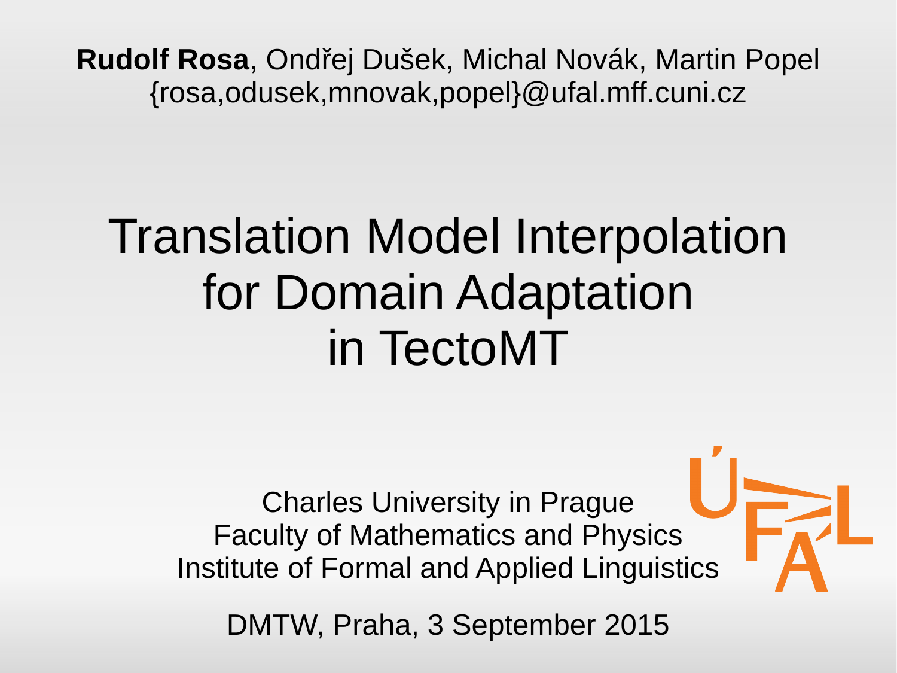**Rudolf Rosa**, Ondřej Dušek, Michal Novák, Martin Popel
{rosa,odusek,mnovak,popel}@ufal.mff.cuni.cz

# Translation Model Interpolation for Domain Adaptation in TectoMT

Charles University in Prague
Faculty of Mathematics and Physics
Institute of Formal and Applied Linguistics

DMTW, Praha, 3 September 2015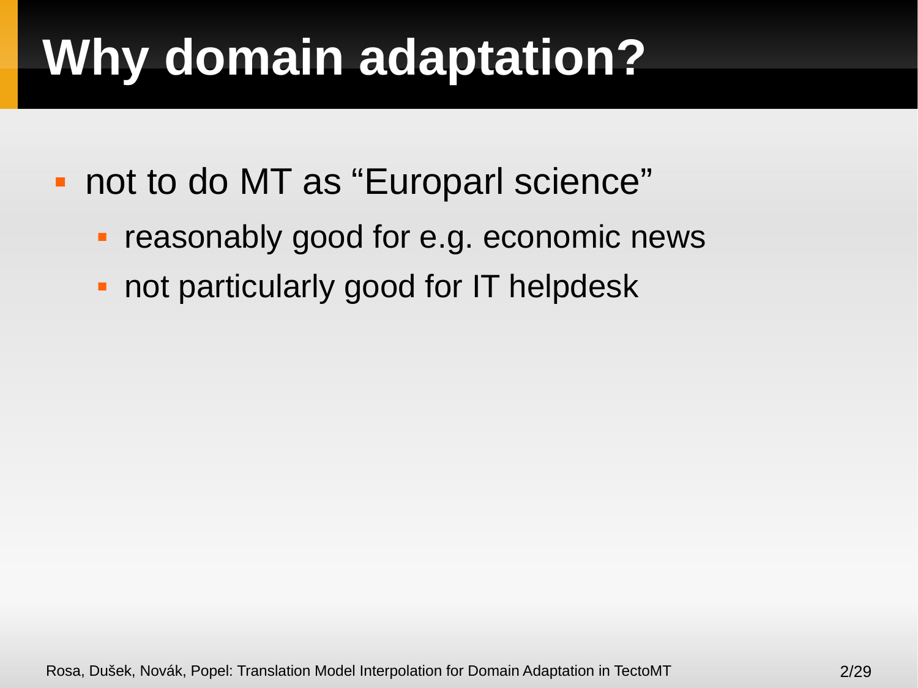# Why domain adaptation?

- not to do MT as “Europarl science”
  - reasonably good for e.g. economic news
  - not particularly good for IT helpdesk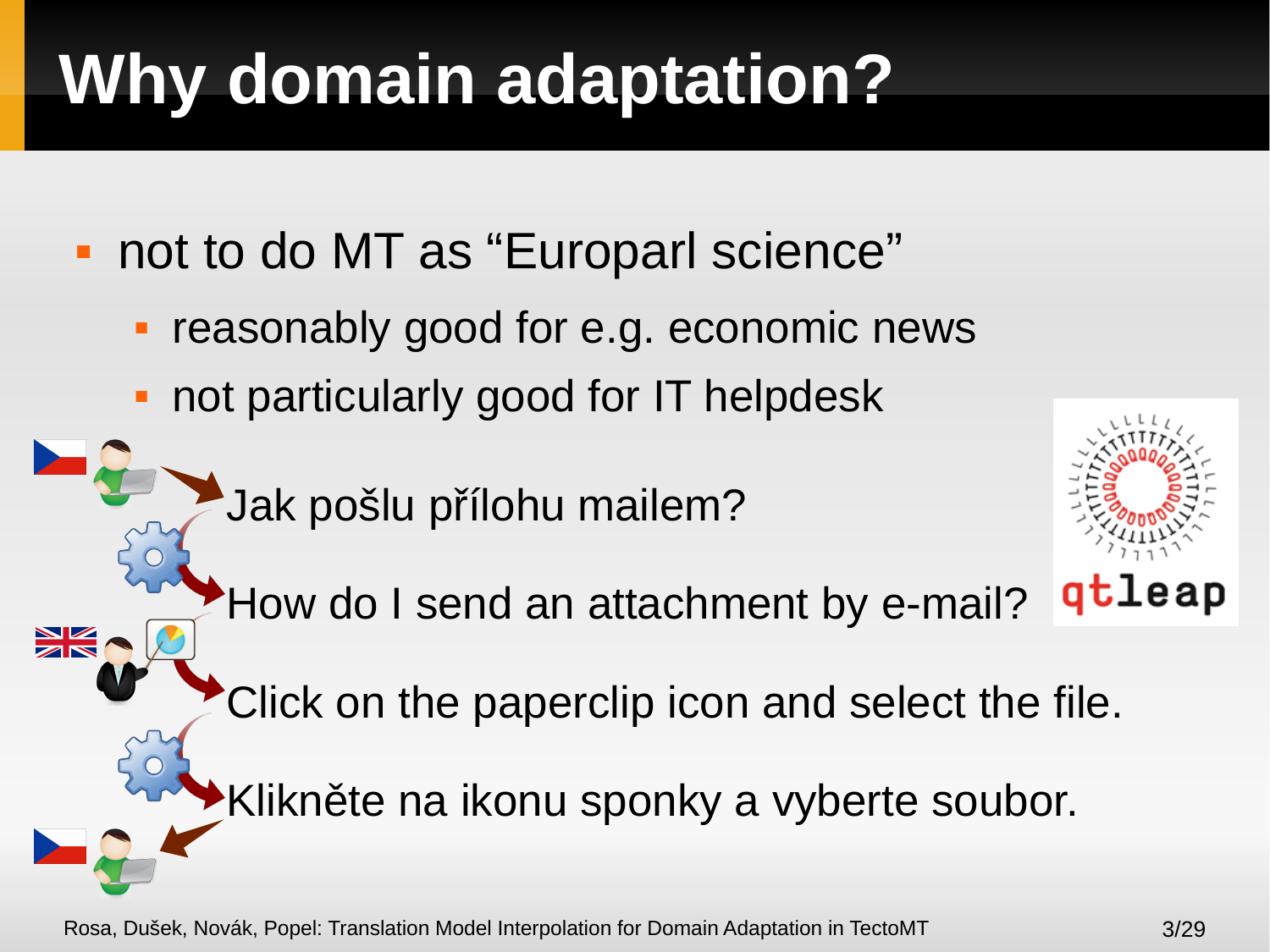# Why domain adaptation?

- not to do MT as “Europarl science”
  - reasonably good for e.g. economic news
  - not particularly good for IT helpdesk

Jak pošlu přílohu mailem?

How do I send an attachment by e-mail?

Click on the paperclip icon and select the file.

Klikněte na ikonu sponky a vyberte soubor.

qtleap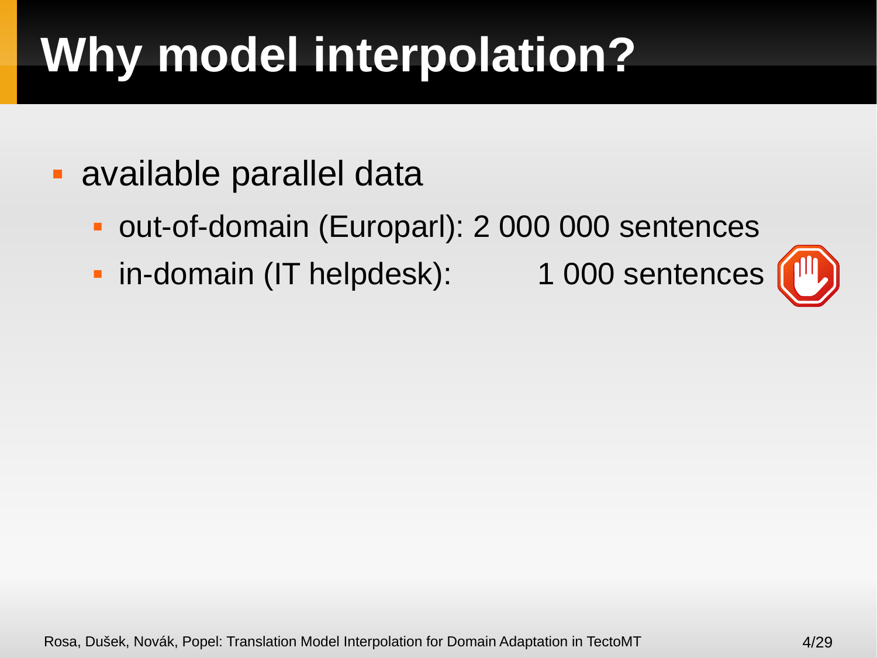# Why model interpolation?

- available parallel data
  - out-of-domain (Europarl): 2 000 000 sentences
  - in-domain (IT helpdesk): 1 000 sentences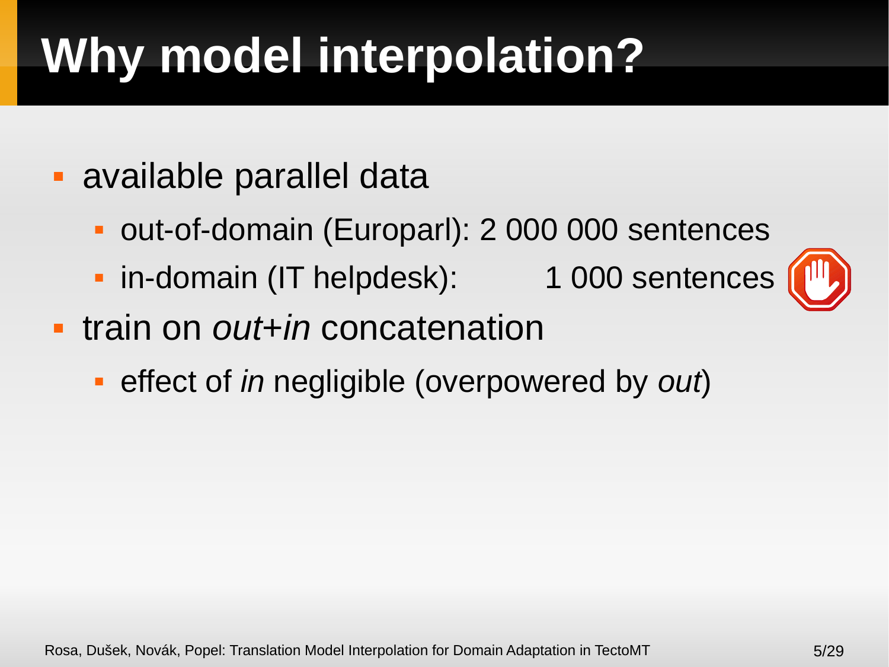# Why model interpolation?

- available parallel data
  - out-of-domain (Europarl): 2 000 000 sentences
  - in-domain (IT helpdesk): 1 000 sentences
- train on *out*+*in* concatenation
  - effect of *in* negligible (overpowered by *out*)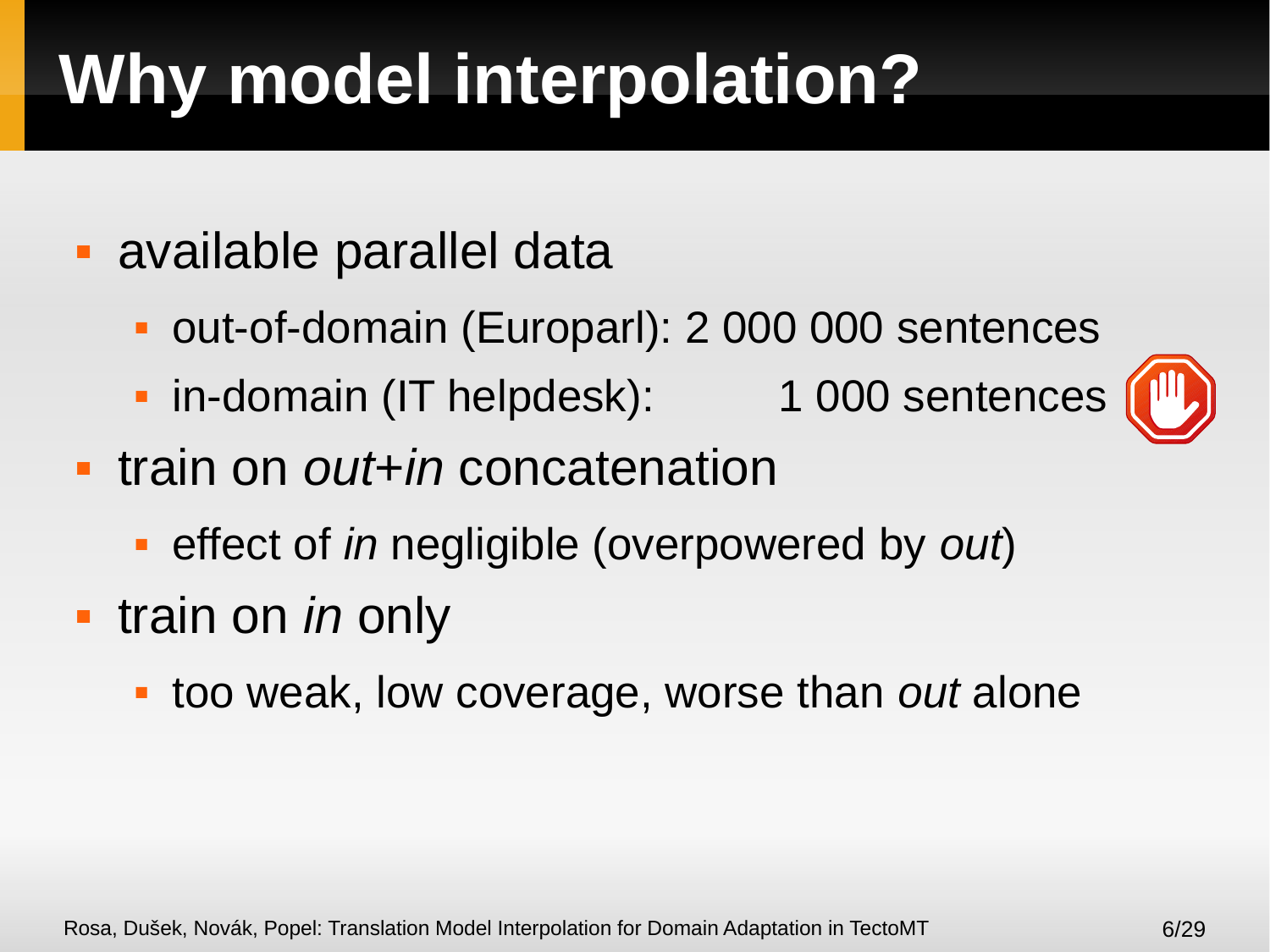# Why model interpolation?

- available parallel data
  - out-of-domain (Europarl): 2 000 000 sentences
  - in-domain (IT helpdesk): 1 000 sentences
- train on *out*+*in* concatenation
  - effect of *in* negligible (overpowered by *out*)
- train on *in* only
  - too weak, low coverage, worse than *out* alone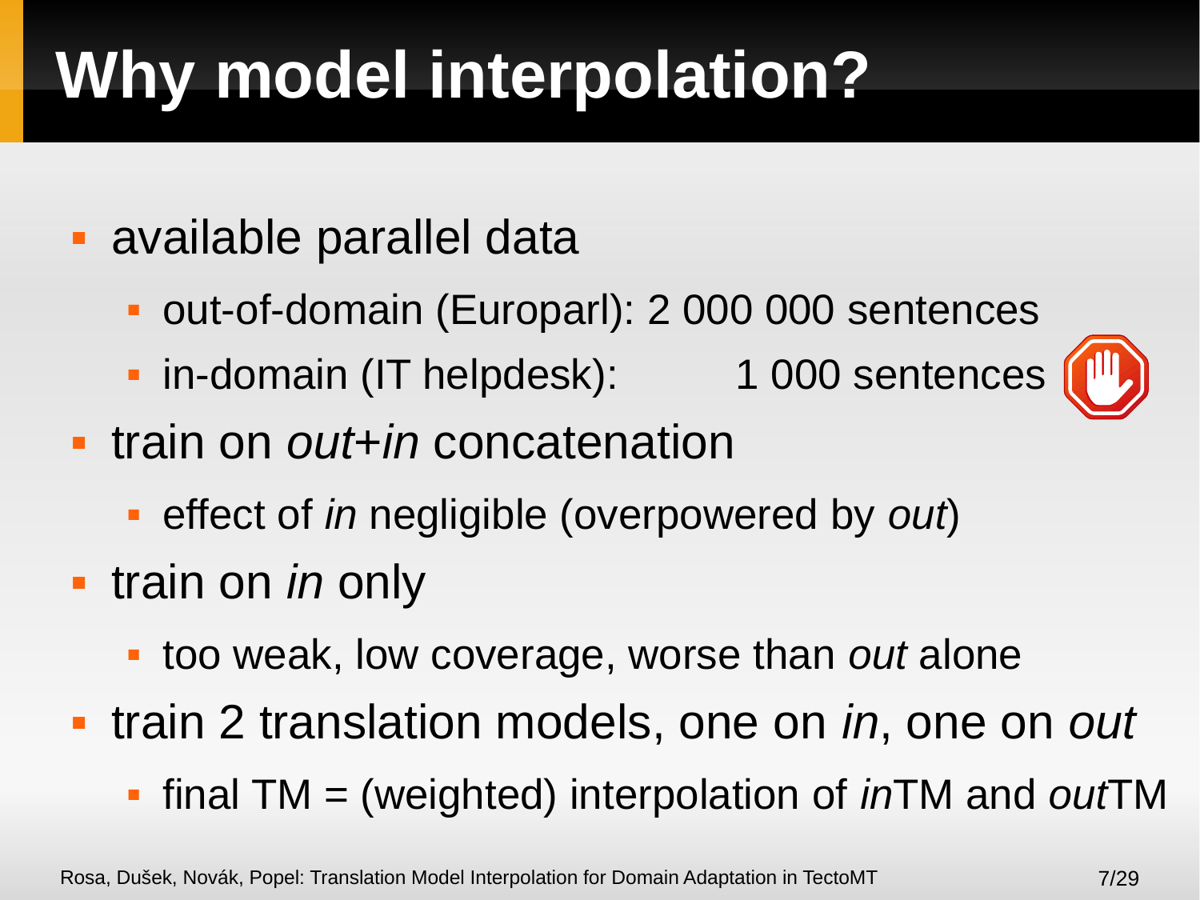# Why model interpolation?

- available parallel data
  - out-of-domain (Europarl): 2 000 000 sentences
  - in-domain (IT helpdesk): 1 000 sentences
- train on *out*+*in* concatenation
  - effect of *in* negligible (overpowered by *out*)
- train on *in* only
  - too weak, low coverage, worse than *out* alone
- train 2 translation models, one on *in*, one on *out*
  - final TM = (weighted) interpolation of *in*TM and *out*TM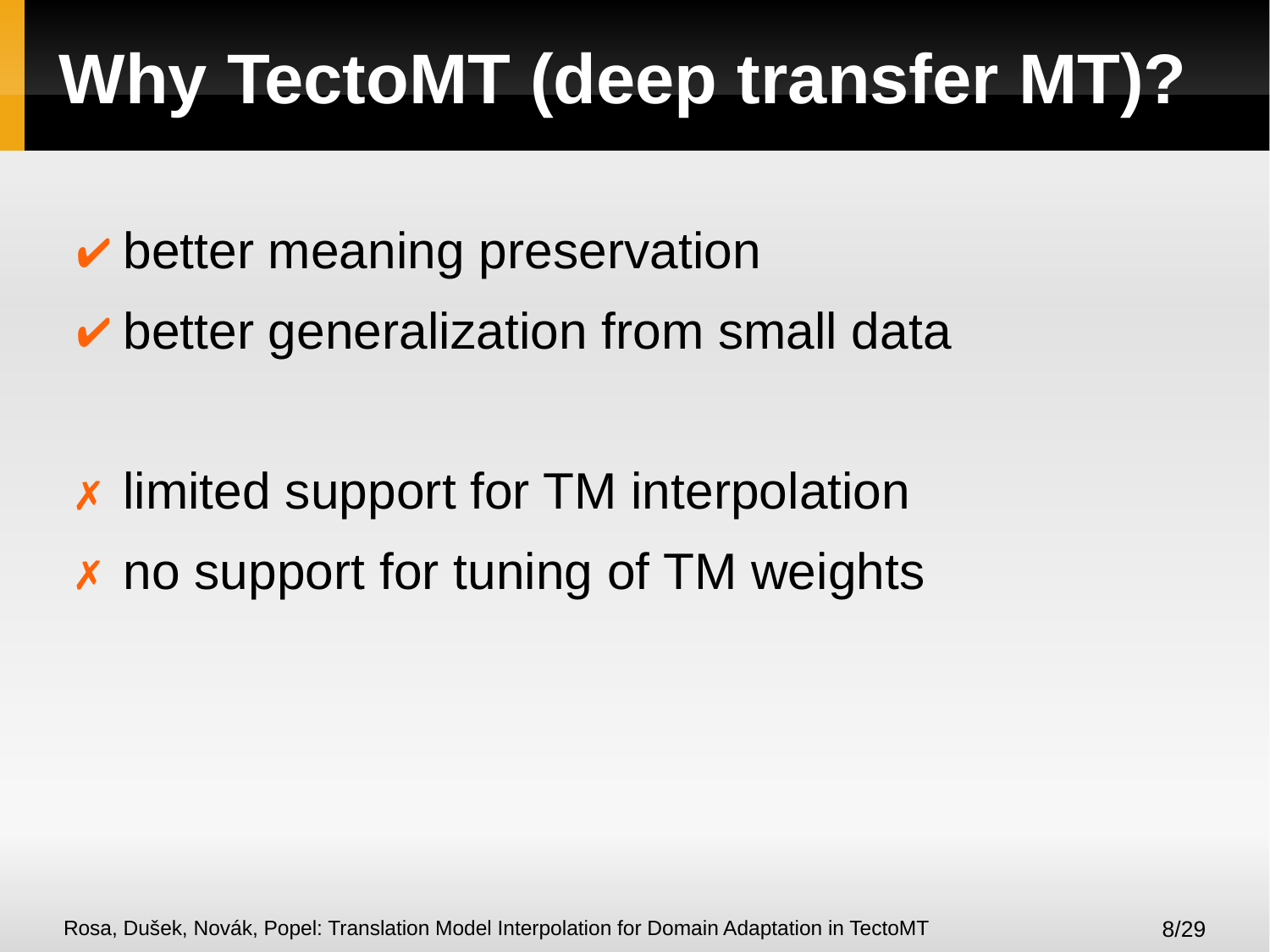# Why TectoMT (deep transfer MT)?

- ✔ better meaning preservation
- ✔ better generalization from small data

- ✗ limited support for TM interpolation
- ✗ no support for tuning of TM weights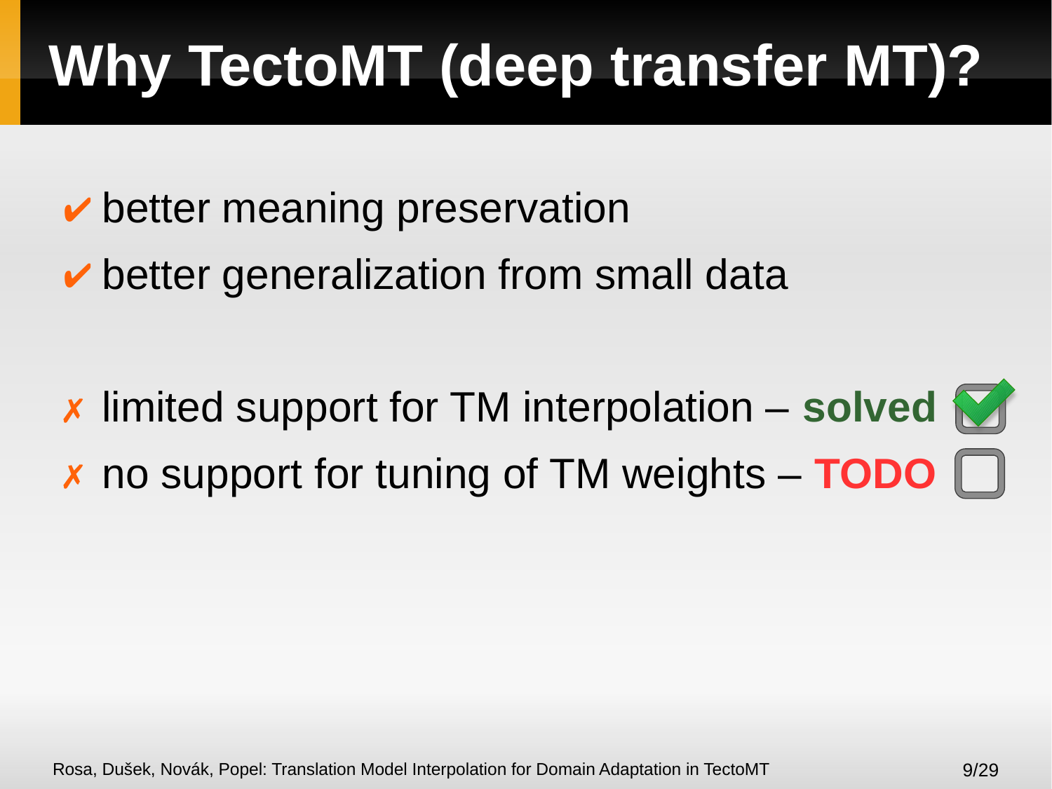# Why TectoMT (deep transfer MT)?

- ✔ better meaning preservation
- ✔ better generalization from small data

- ✗ limited support for TM interpolation – **solved** ☑
- ✗ no support for tuning of TM weights – **TODO** ☐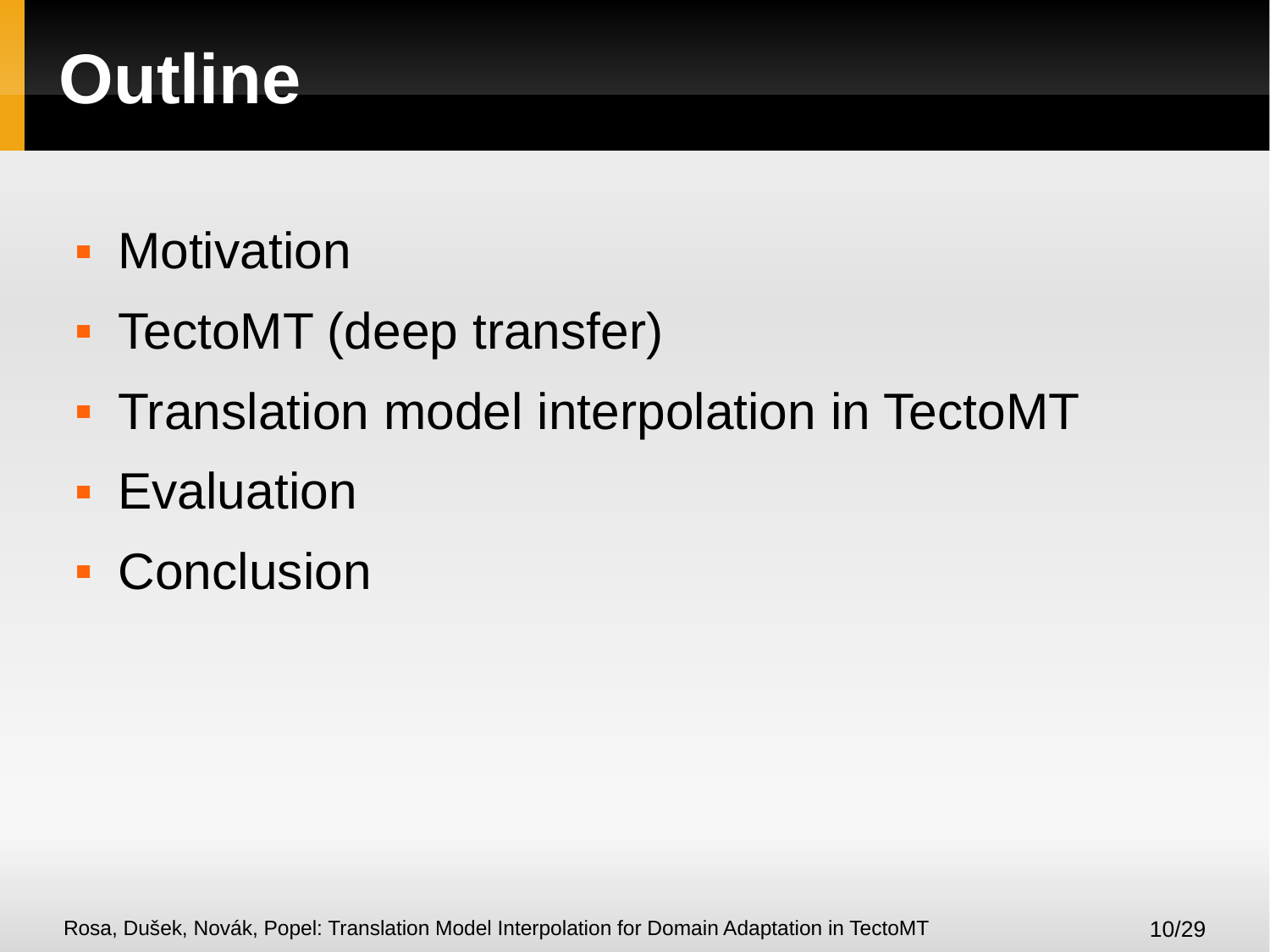# Outline

- Motivation
- TectoMT (deep transfer)
- Translation model interpolation in TectoMT
- Evaluation
- Conclusion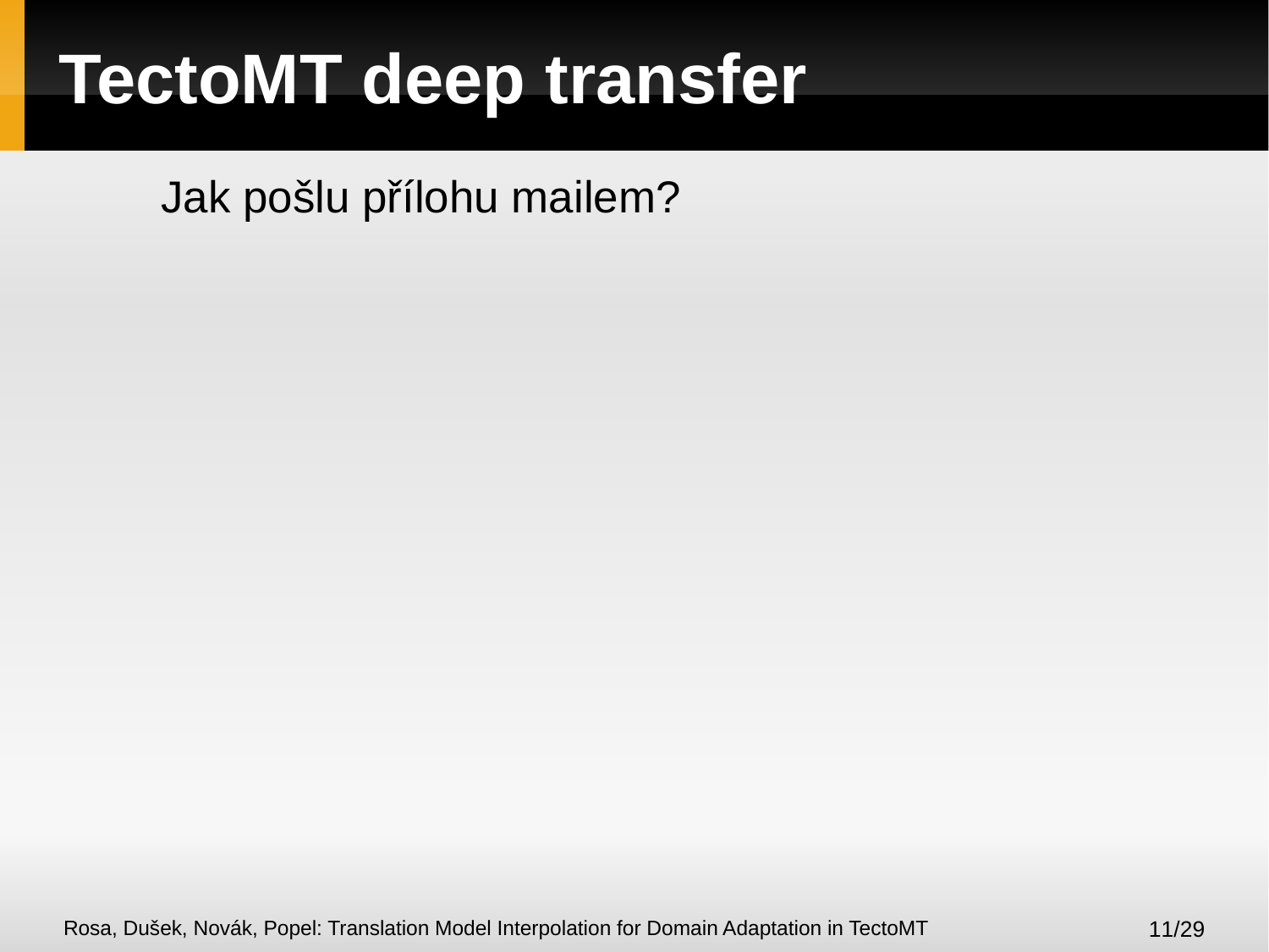# TectoMT deep transfer

Jak pošlu přílohu mailem?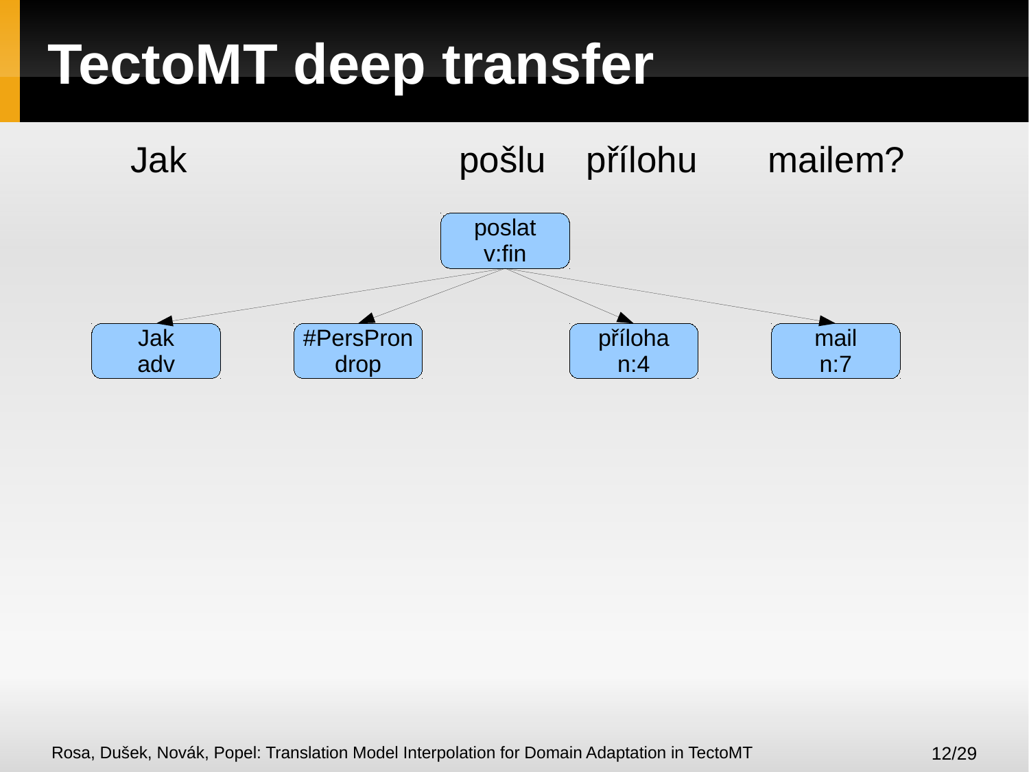# TectoMT deep transfer

Jak pošlu přílohu mailem?

poslat
v:fin

Jak
adv

#PersPron
drop

příloha
n:4

mail
n:7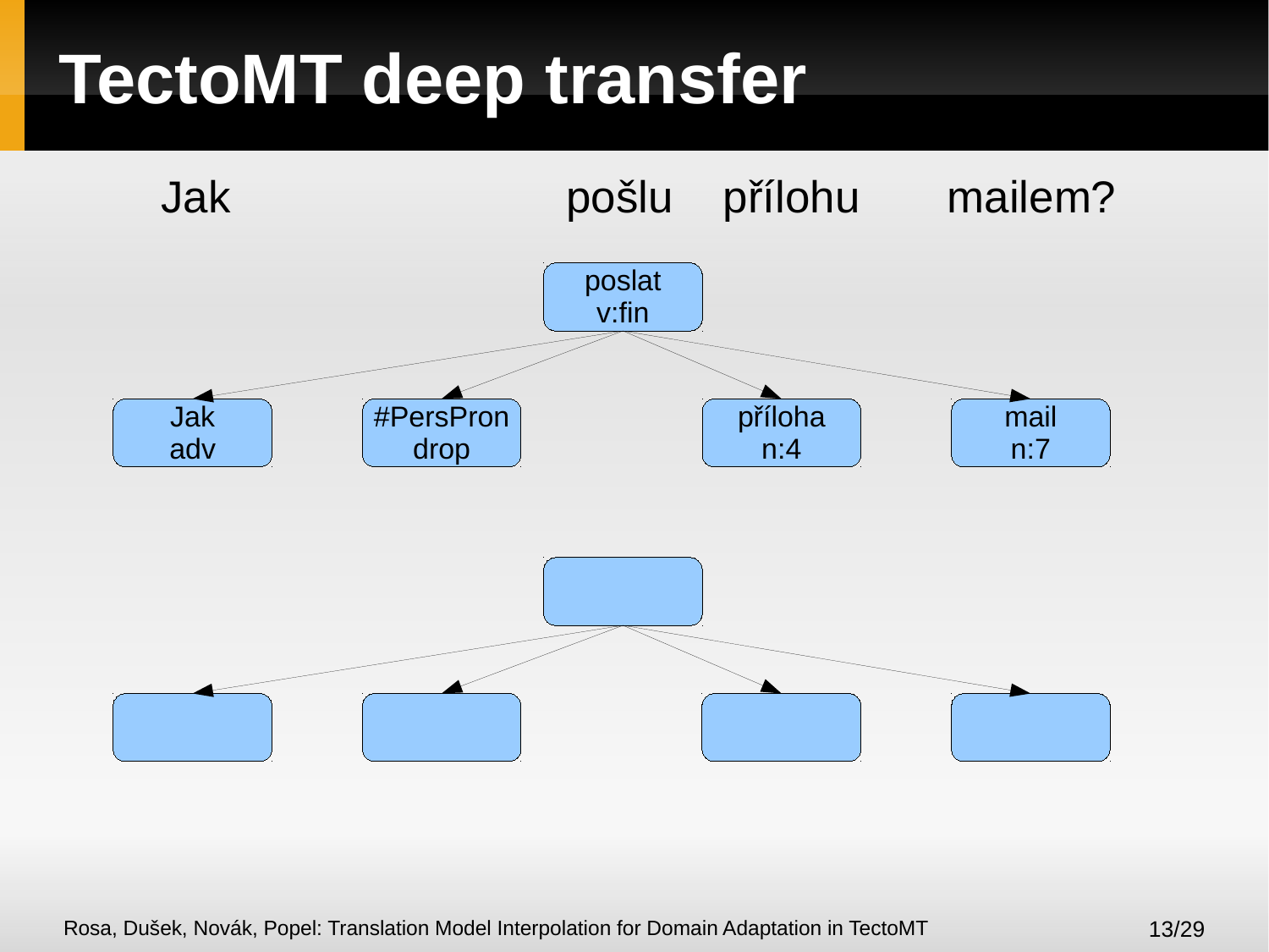# TectoMT deep transfer

Jak pošlu přílohu mailem?

- poslat v:fin
  - Jak adv
  - #PersPron drop
  - příloha n:4
  - mail n:7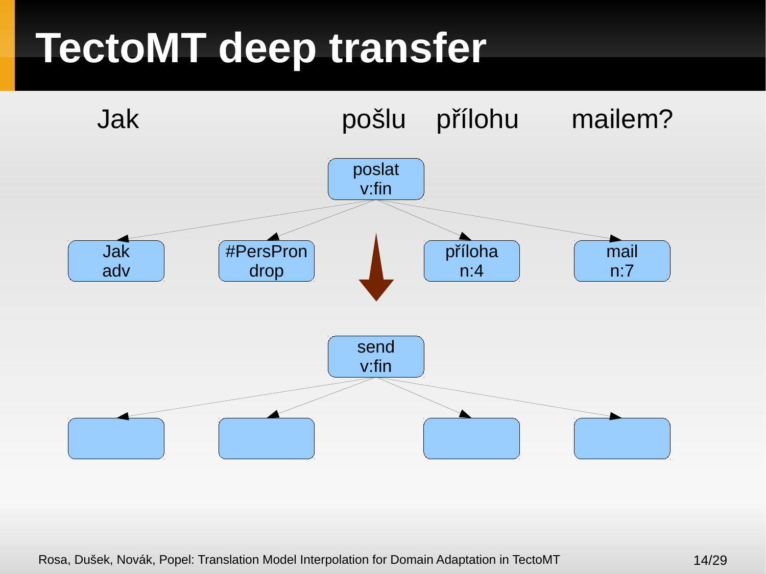# TectoMT deep transfer

Jak pošlu přílohu mailem?

poslat
v:fin

Jak
adv

#PersPron
drop

příloha
n:4

mail
n:7

send
v:fin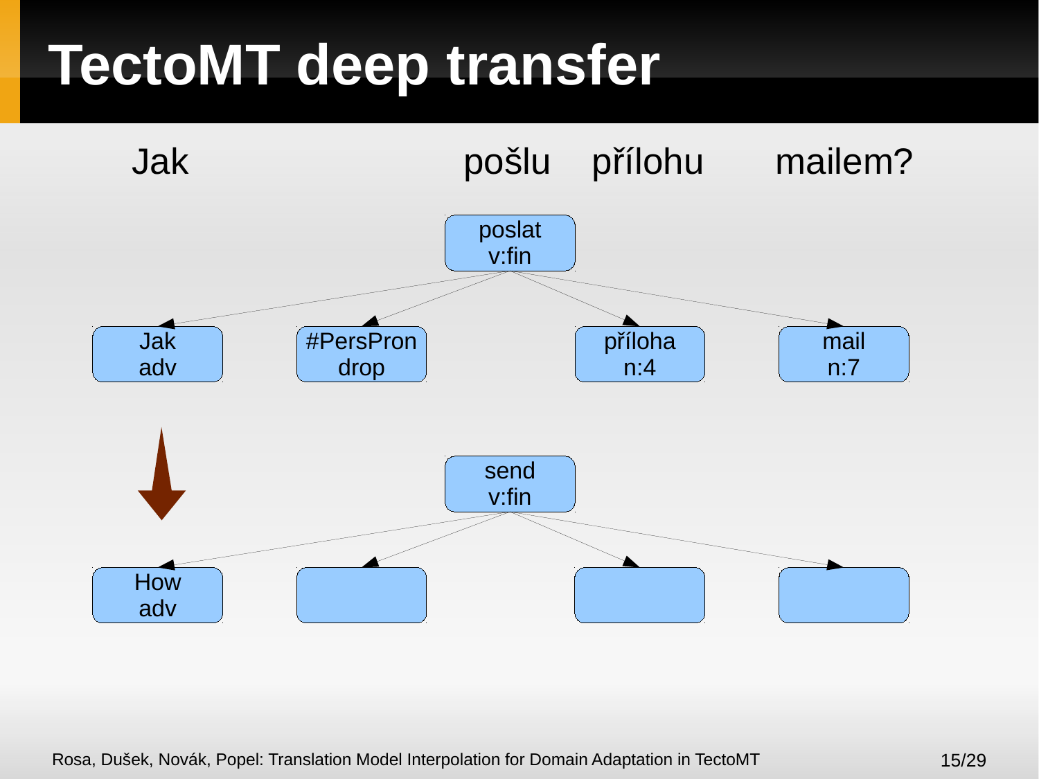# TectoMT deep transfer

Jak pošlu přílohu mailem?

poslat
v:fin

Jak
adv

#PersPron
drop

příloha
n:4

mail
n:7

send
v:fin

How
adv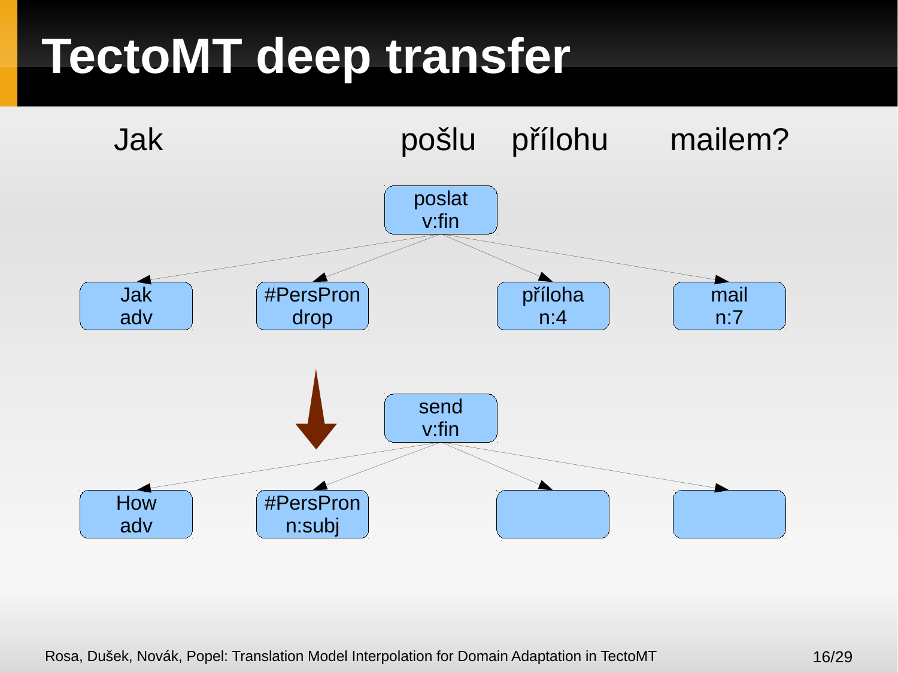# TectoMT deep transfer

Jak pošlu přílohu mailem?

- poslat v:fin
  - Jak adv
  - #PersPron drop
  - příloha n:4
  - mail n:7

↓

- send v:fin
  - How adv
  - #PersPron n:subj
  - (empty)
  - (empty)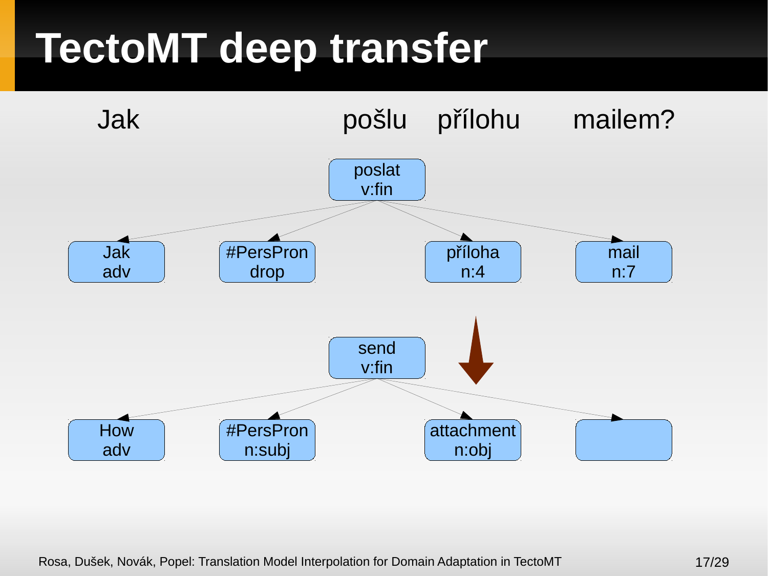# TectoMT deep transfer

Jak pošlu přílohu mailem?

poslat
v:fin

Jak
adv

#PersPron
drop

příloha
n:4

mail
n:7

send
v:fin

How
adv

#PersPron
n:subj

attachment
n:obj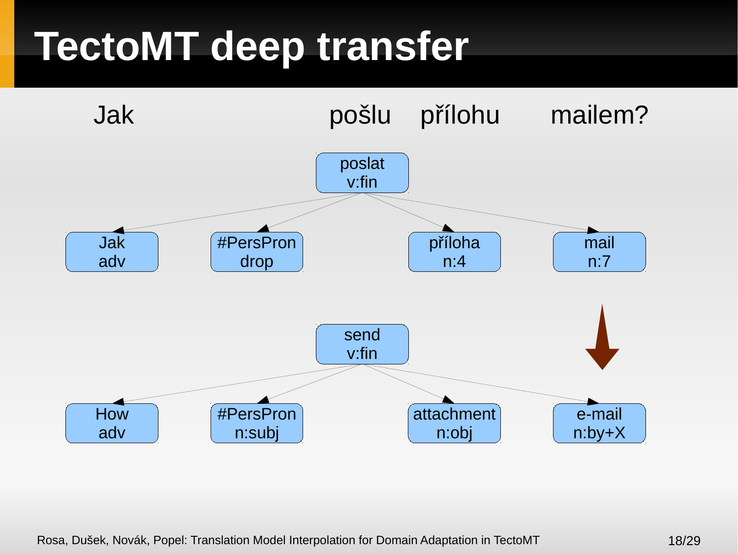# TectoMT deep transfer

Jak pošlu přílohu mailem?

- poslat v:fin
  - Jak adv
  - #PersPron drop
  - příloha n:4
  - mail n:7

↓

- send v:fin
  - How adv
  - #PersPron n:subj
  - attachment n:obj
  - e-mail n:by+X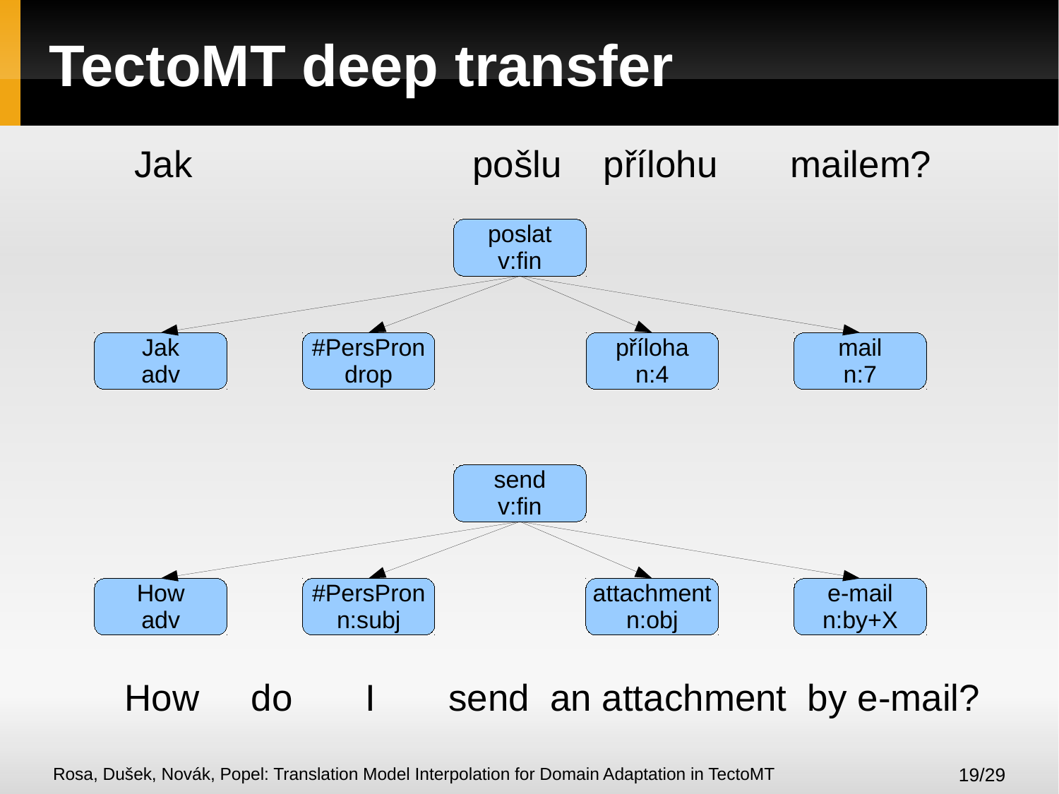# TectoMT deep transfer

Jak pošlu přílohu mailem?

- poslat (v:fin)
  - Jak (adv)
  - #PersPron (drop)
  - příloha (n:4)
  - mail (n:7)

- send (v:fin)
  - How (adv)
  - #PersPron (n:subj)
  - attachment (n:obj)
  - e-mail (n:by+X)

How do I send an attachment by e-mail?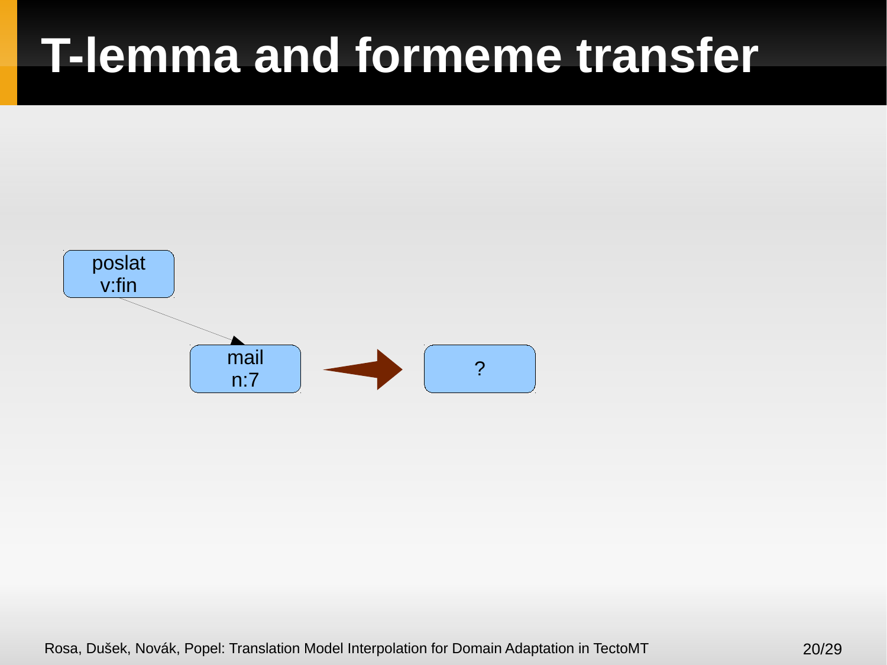# T-lemma and formeme transfer

poslat
v:fin

mail
n:7

?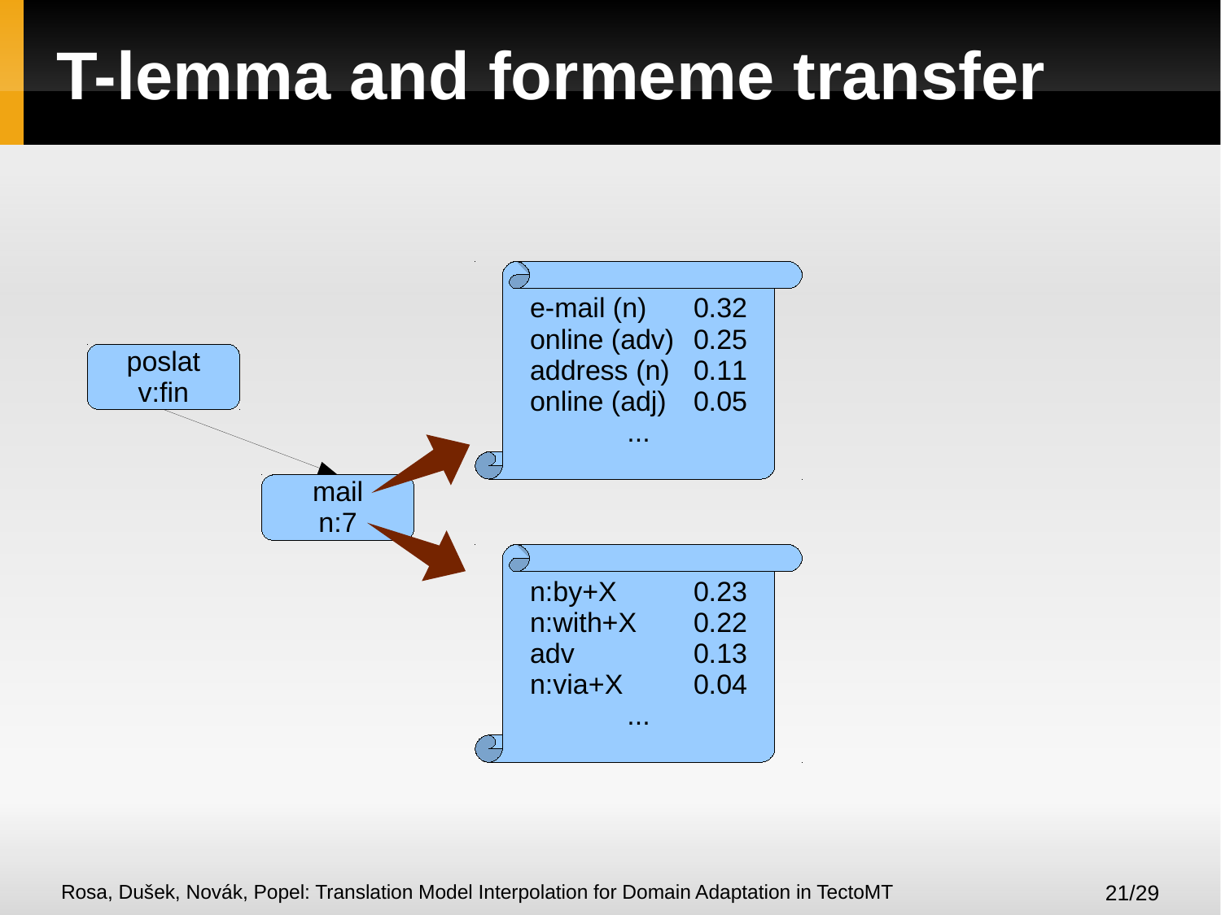# T-lemma and formeme transfer

poslat
v:fin

mail
n:7

| | |
|---|---|
| e-mail (n) | 0.32 |
| online (adv) | 0.25 |
| address (n) | 0.11 |
| online (adj) | 0.05 |
| ... | |

| | |
|---|---|
| n:by+X | 0.23 |
| n:with+X | 0.22 |
| adv | 0.13 |
| n:via+X | 0.04 |
| ... | |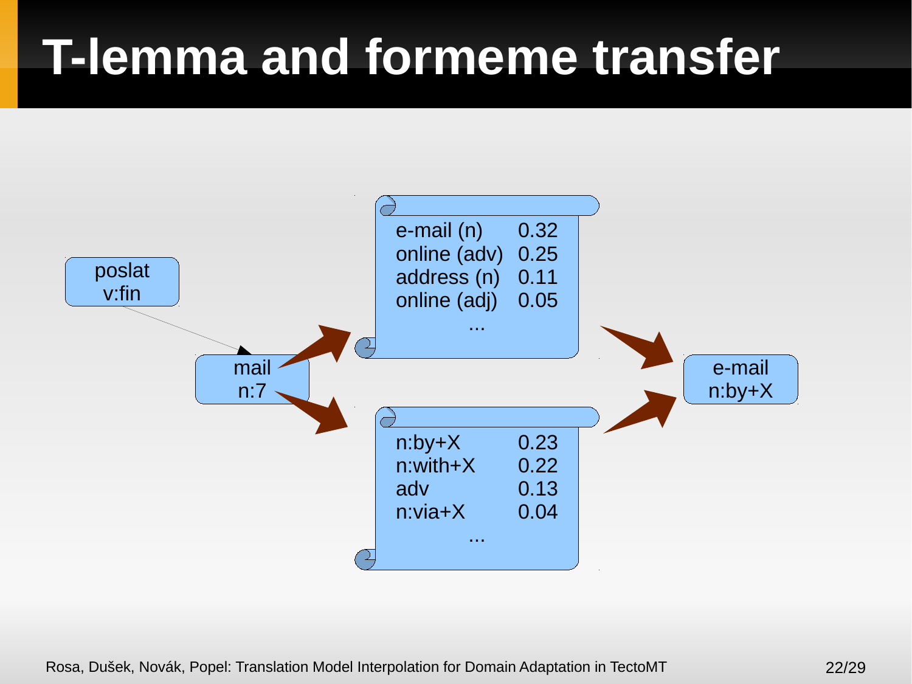# T-lemma and formeme transfer

poslat
v:fin

mail
n:7

| | |
|---|---|
| e-mail (n) | 0.32 |
| online (adv) | 0.25 |
| address (n) | 0.11 |
| online (adj) | 0.05 |
| ... | |

| | |
|---|---|
| n:by+X | 0.23 |
| n:with+X | 0.22 |
| adv | 0.13 |
| n:via+X | 0.04 |
| ... | |

e-mail
n:by+X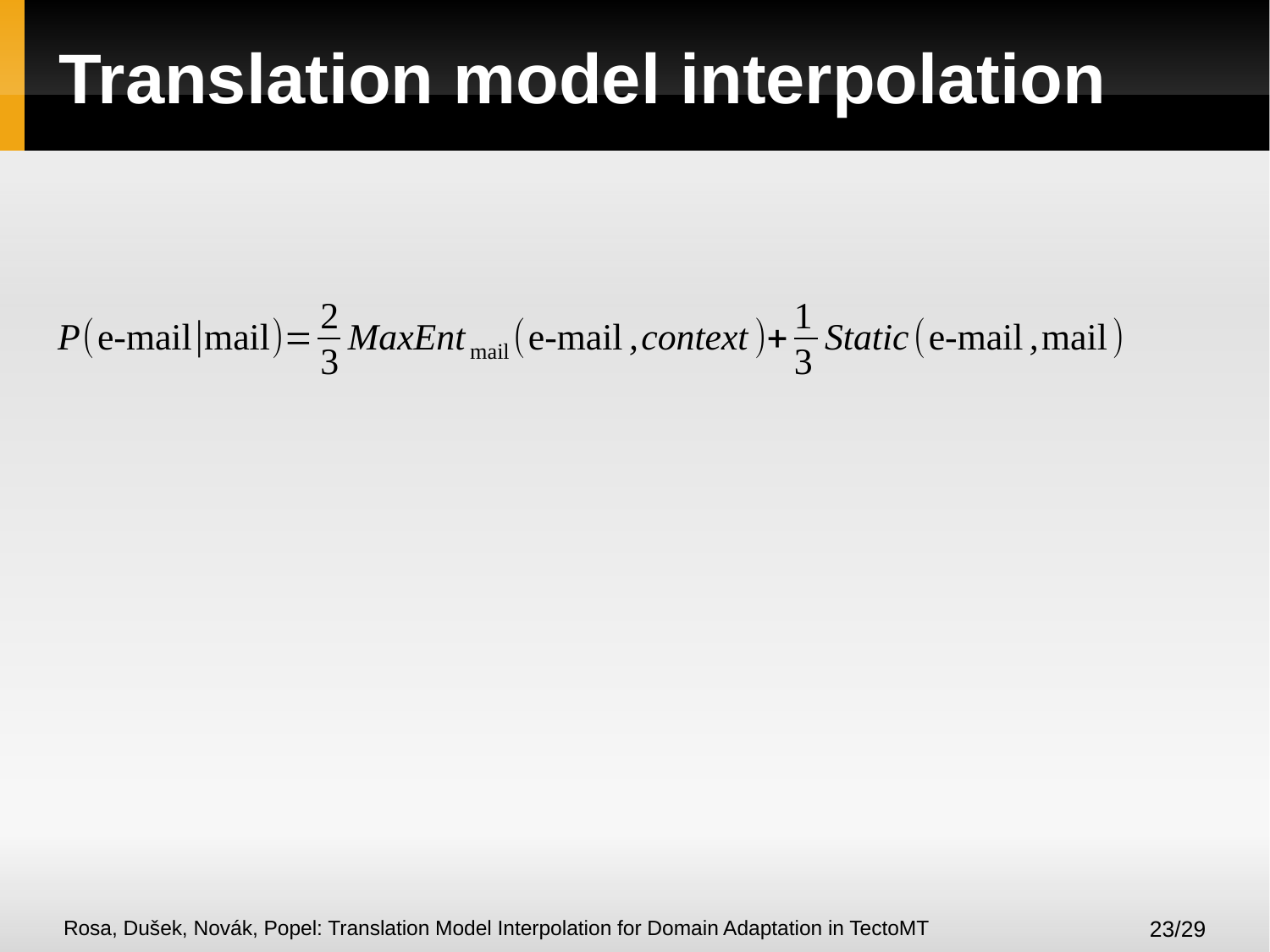# Translation model interpolation

$$P(\text{e-mail}|\text{mail}) = \frac{2}{3} MaxEnt_{\text{mail}}(\text{e-mail}, context) + \frac{1}{3} Static(\text{e-mail}, \text{mail})$$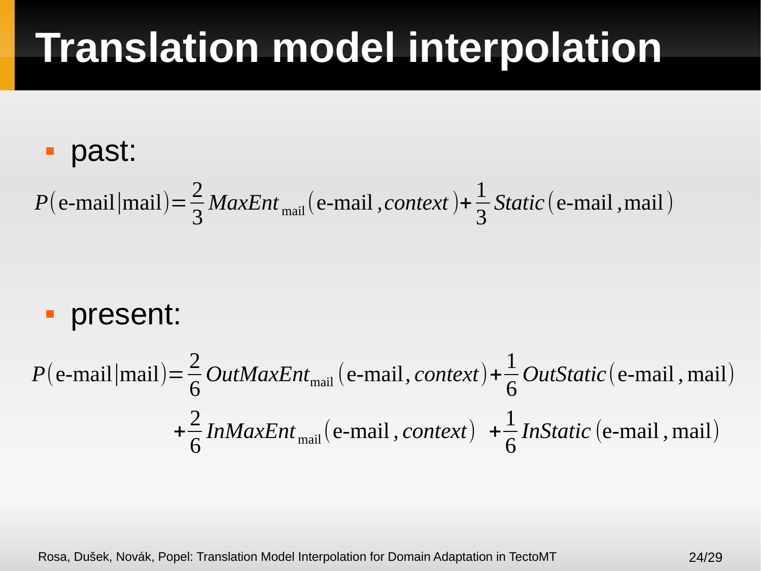# Translation model interpolation

- past:

$$P(\text{e-mail}|\text{mail}) = \frac{2}{3} \mathit{MaxEnt}_{\text{mail}}(\text{e-mail}, \mathit{context}) + \frac{1}{3} \mathit{Static}(\text{e-mail}, \text{mail})$$

- present:

$$P(\text{e-mail}|\text{mail}) = \frac{2}{6} \mathit{OutMaxEnt}_{\text{mail}}(\text{e-mail}, \mathit{context}) + \frac{1}{6} \mathit{OutStatic}(\text{e-mail}, \text{mail}) + \frac{2}{6} \mathit{InMaxEnt}_{\text{mail}}(\text{e-mail}, \mathit{context}) + \frac{1}{6} \mathit{InStatic}(\text{e-mail}, \text{mail})$$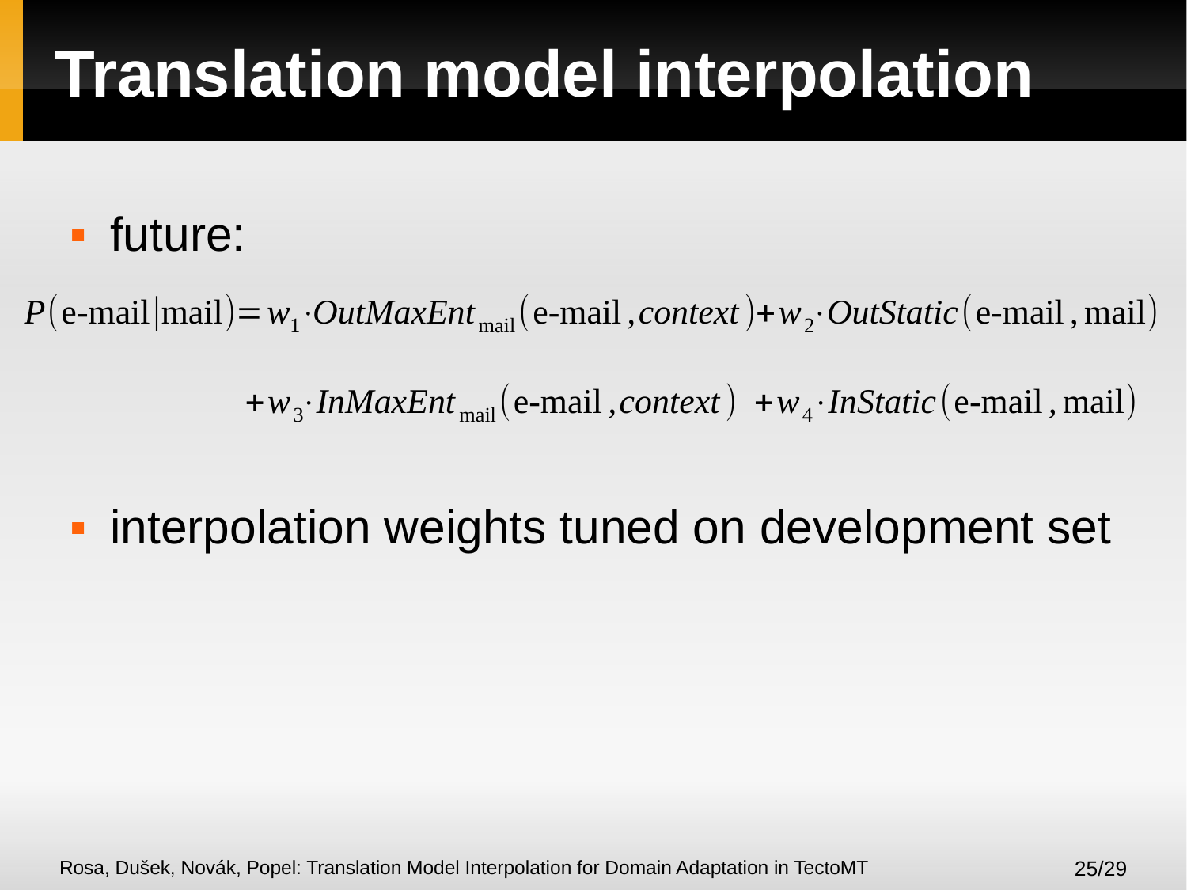# Translation model interpolation

- future:

$$P(\text{e-mail}|\text{mail}) = w_1 \cdot \mathit{OutMaxEnt}_{\text{mail}}(\text{e-mail}, \mathit{context}) + w_2 \cdot \mathit{OutStatic}(\text{e-mail}, \text{mail})$$

$$+ w_3 \cdot \mathit{InMaxEnt}_{\text{mail}}(\text{e-mail}, \mathit{context}) + w_4 \cdot \mathit{InStatic}(\text{e-mail}, \text{mail})$$

- interpolation weights tuned on development set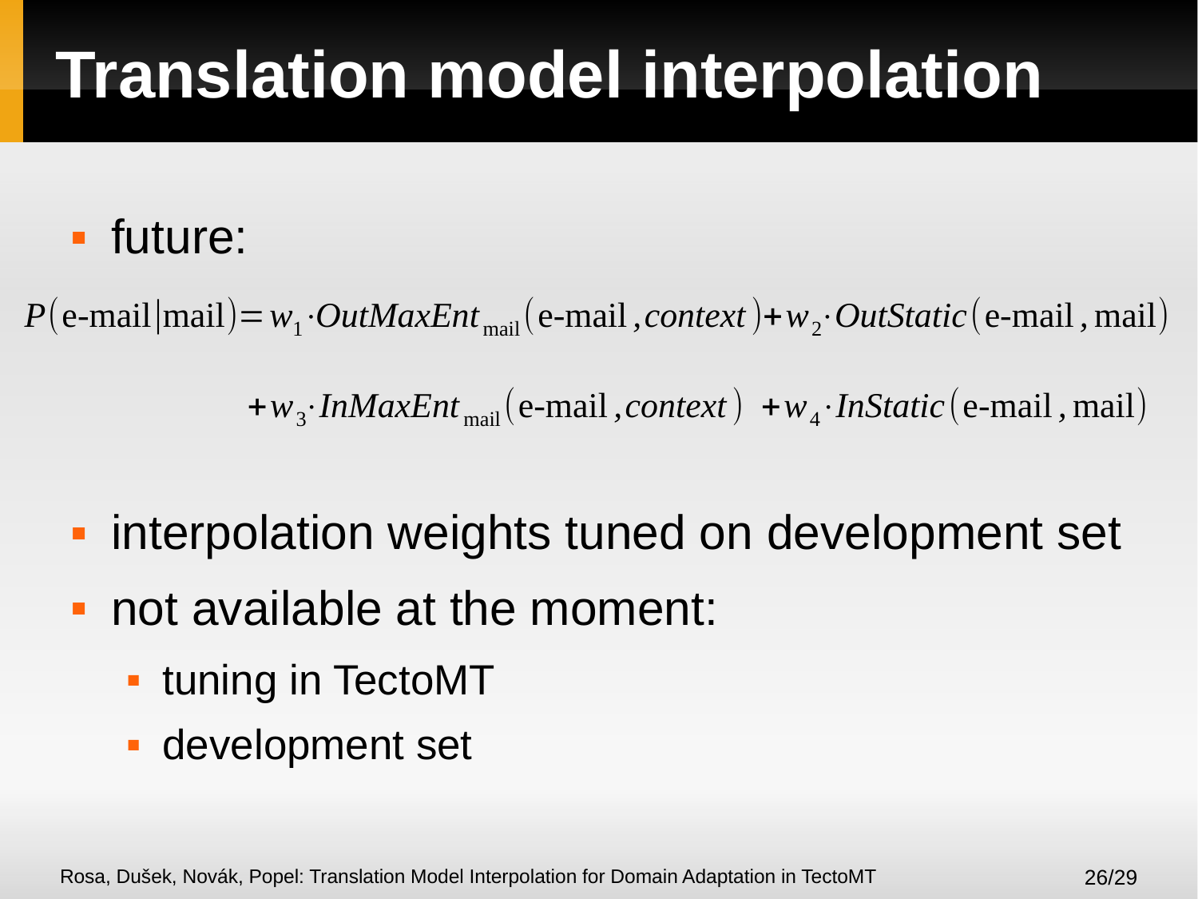# Translation model interpolation

- future:

$$P(\text{e-mail}|\text{mail}) = w_1 \cdot \mathit{OutMaxEnt}_{\text{mail}}(\text{e-mail}, \mathit{context}) + w_2 \cdot \mathit{OutStatic}(\text{e-mail}, \text{mail})$$

$$+ w_3 \cdot \mathit{InMaxEnt}_{\text{mail}}(\text{e-mail}, \mathit{context}) + w_4 \cdot \mathit{InStatic}(\text{e-mail}, \text{mail})$$

- interpolation weights tuned on development set
- not available at the moment:
  - tuning in TectoMT
  - development set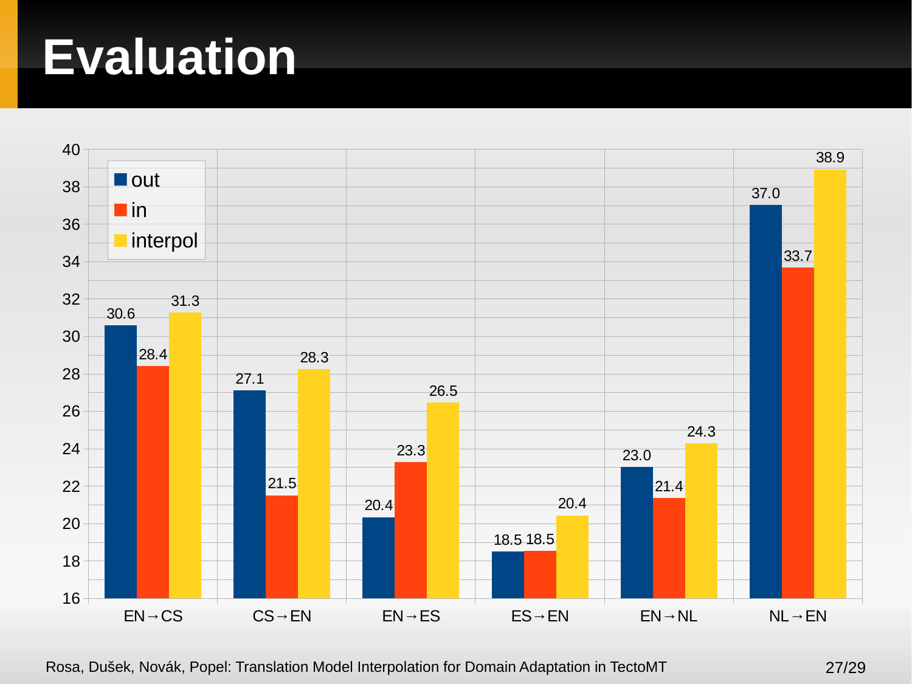# Evaluation

| | out | in | interpol |
|---|---|---|---|
| EN→CS | 30.6 | 28.4 | 31.3 |
| CS→EN | 27.1 | 21.5 | 28.3 |
| EN→ES | 20.4 | 23.3 | 26.5 |
| ES→EN | 18.5 | 18.5 | 20.4 |
| EN→NL | 23.0 | 21.4 | 24.3 |
| NL→EN | 37.0 | 33.7 | 38.9 |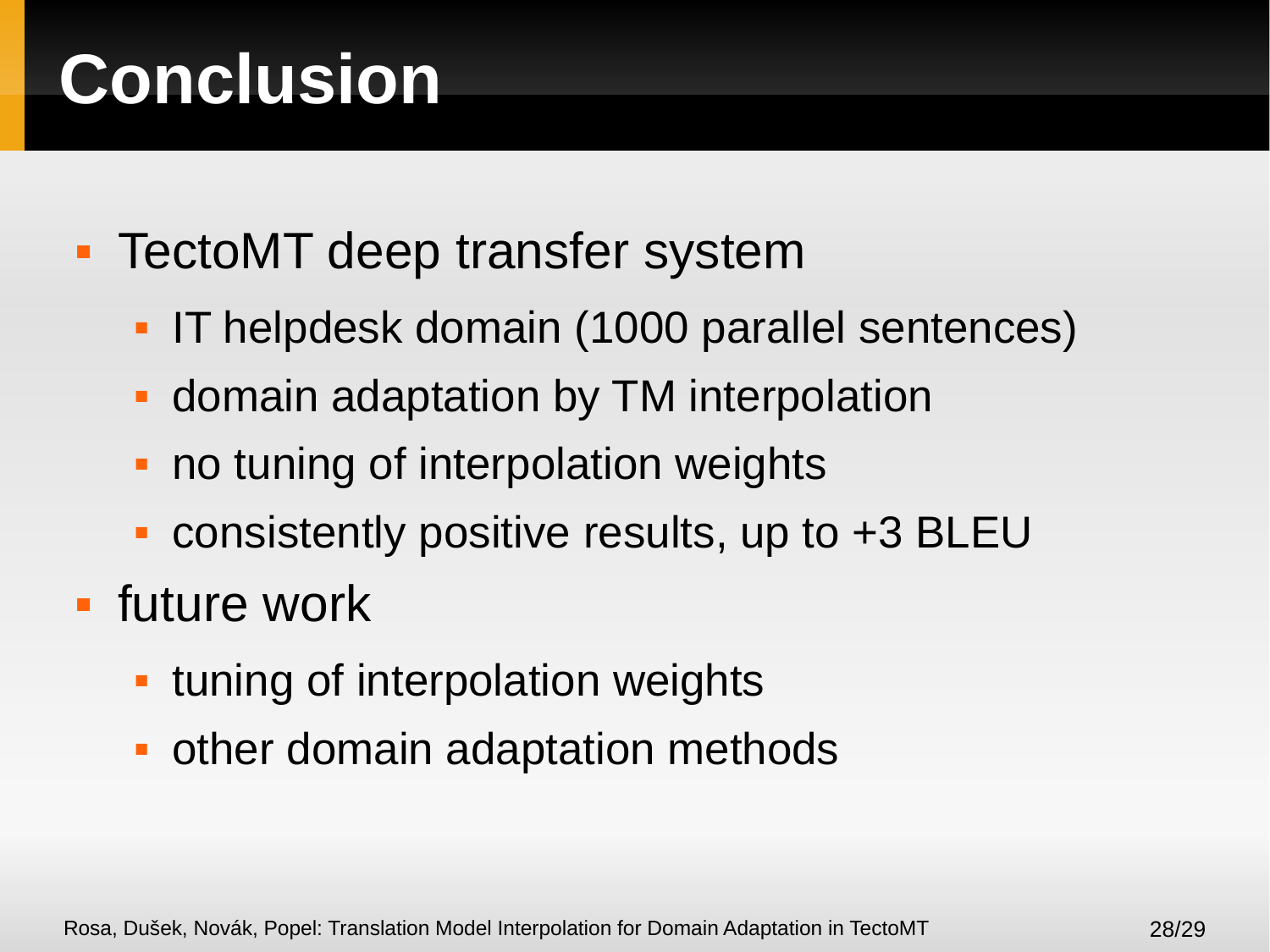# Conclusion

- TectoMT deep transfer system
  - IT helpdesk domain (1000 parallel sentences)
  - domain adaptation by TM interpolation
  - no tuning of interpolation weights
  - consistently positive results, up to +3 BLEU
- future work
  - tuning of interpolation weights
  - other domain adaptation methods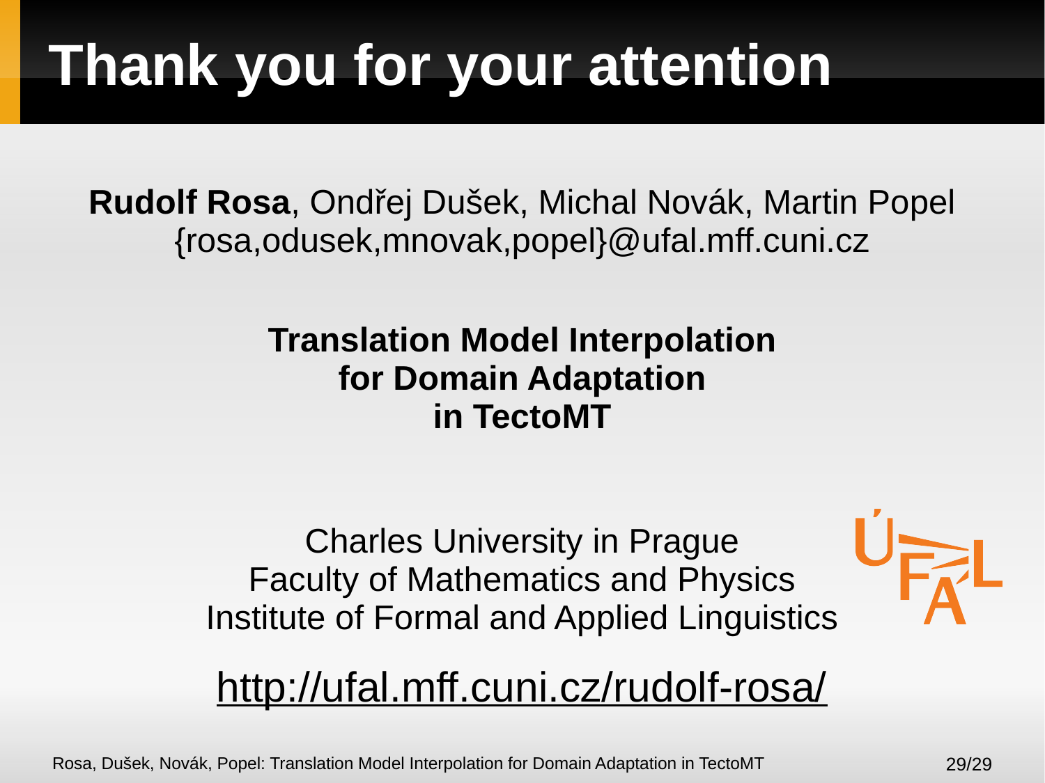# Thank you for your attention

**Rudolf Rosa**, Ondřej Dušek, Michal Novák, Martin Popel
{rosa,odusek,mnovak,popel}@ufal.mff.cuni.cz

**Translation Model Interpolation for Domain Adaptation in TectoMT**

Charles University in Prague
Faculty of Mathematics and Physics
Institute of Formal and Applied Linguistics

ÚFAL

http://ufal.mff.cuni.cz/rudolf-rosa/